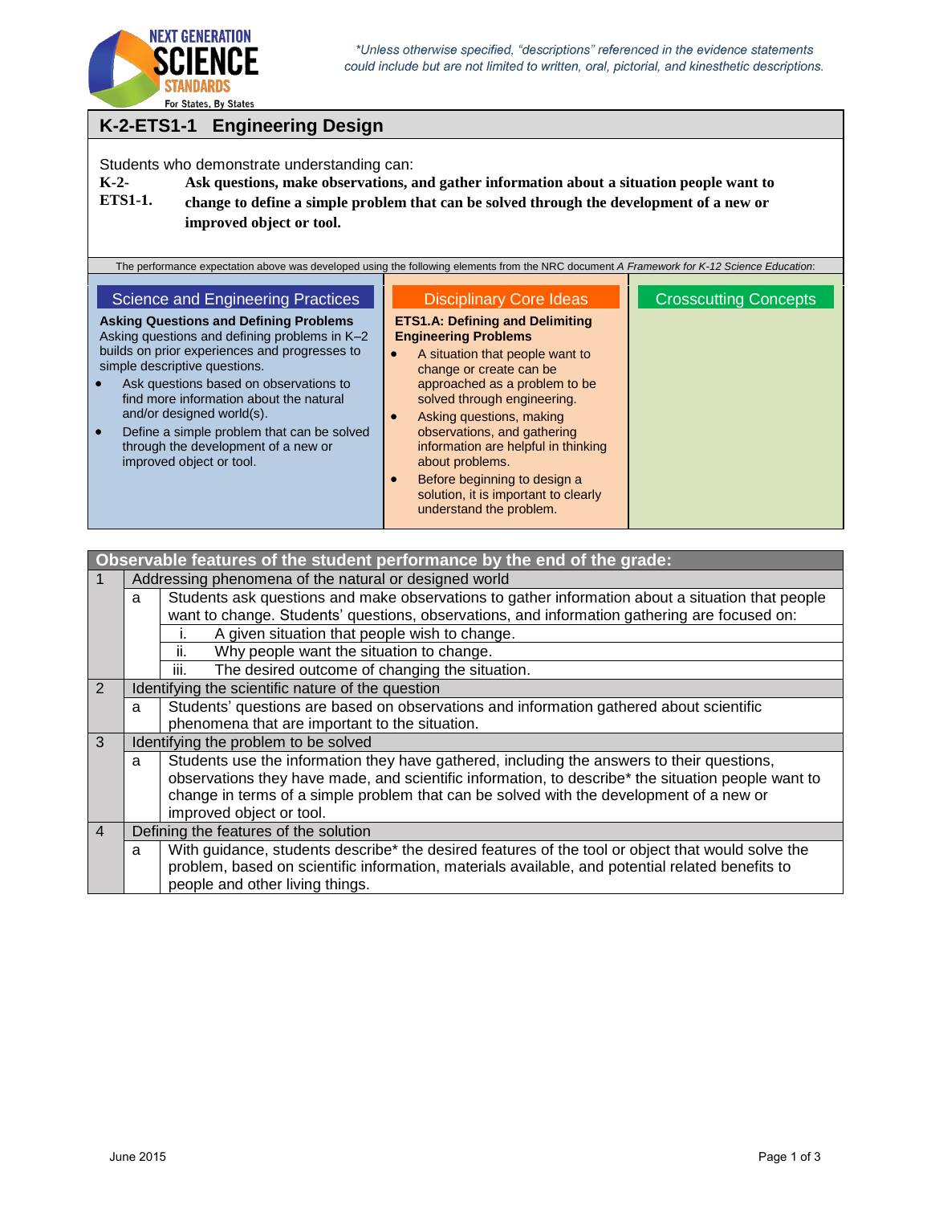*\*Unless otherwise specified, "descriptions" referenced in the evidence statements could include but are not limited to written, oral, pictorial, and kinesthetic descriptions.*

# K-2-ETS1-1 Engineering Design

Students who demonstrate understanding can:

**K-2-ETS1-1.** **Ask questions, make observations, and gather information about a situation people want to change to define a simple problem that can be solved through the development of a new or improved object or tool.**

The performance expectation above was developed using the following elements from the NRC document *A Framework for K-12 Science Education*:

## Science and Engineering Practices

**Asking Questions and Defining Problems**

Asking questions and defining problems in K–2 builds on prior experiences and progresses to simple descriptive questions.

- Ask questions based on observations to find more information about the natural and/or designed world(s).
- Define a simple problem that can be solved through the development of a new or improved object or tool.

## Disciplinary Core Ideas

**ETS1.A: Defining and Delimiting Engineering Problems**

- A situation that people want to change or create can be approached as a problem to be solved through engineering.
- Asking questions, making observations, and gathering information are helpful in thinking about problems.
- Before beginning to design a solution, it is important to clearly understand the problem.

## Crosscutting Concepts

## Observable features of the student performance by the end of the grade:

| | | | |
|---|---|---|---|
| 1 | Addressing phenomena of the natural or designed world | | |
| | a | Students ask questions and make observations to gather information about a situation that people want to change. Students' questions, observations, and information gathering are focused on: | |
| | | i. | A given situation that people wish to change. |
| | | ii. | Why people want the situation to change. |
| | | iii. | The desired outcome of changing the situation. |
| 2 | Identifying the scientific nature of the question | | |
| | a | Students' questions are based on observations and information gathered about scientific phenomena that are important to the situation. | |
| 3 | Identifying the problem to be solved | | |
| | a | Students use the information they have gathered, including the answers to their questions, observations they have made, and scientific information, to describe* the situation people want to change in terms of a simple problem that can be solved with the development of a new or improved object or tool. | |
| 4 | Defining the features of the solution | | |
| | a | With guidance, students describe* the desired features of the tool or object that would solve the problem, based on scientific information, materials available, and potential related benefits to people and other living things. | |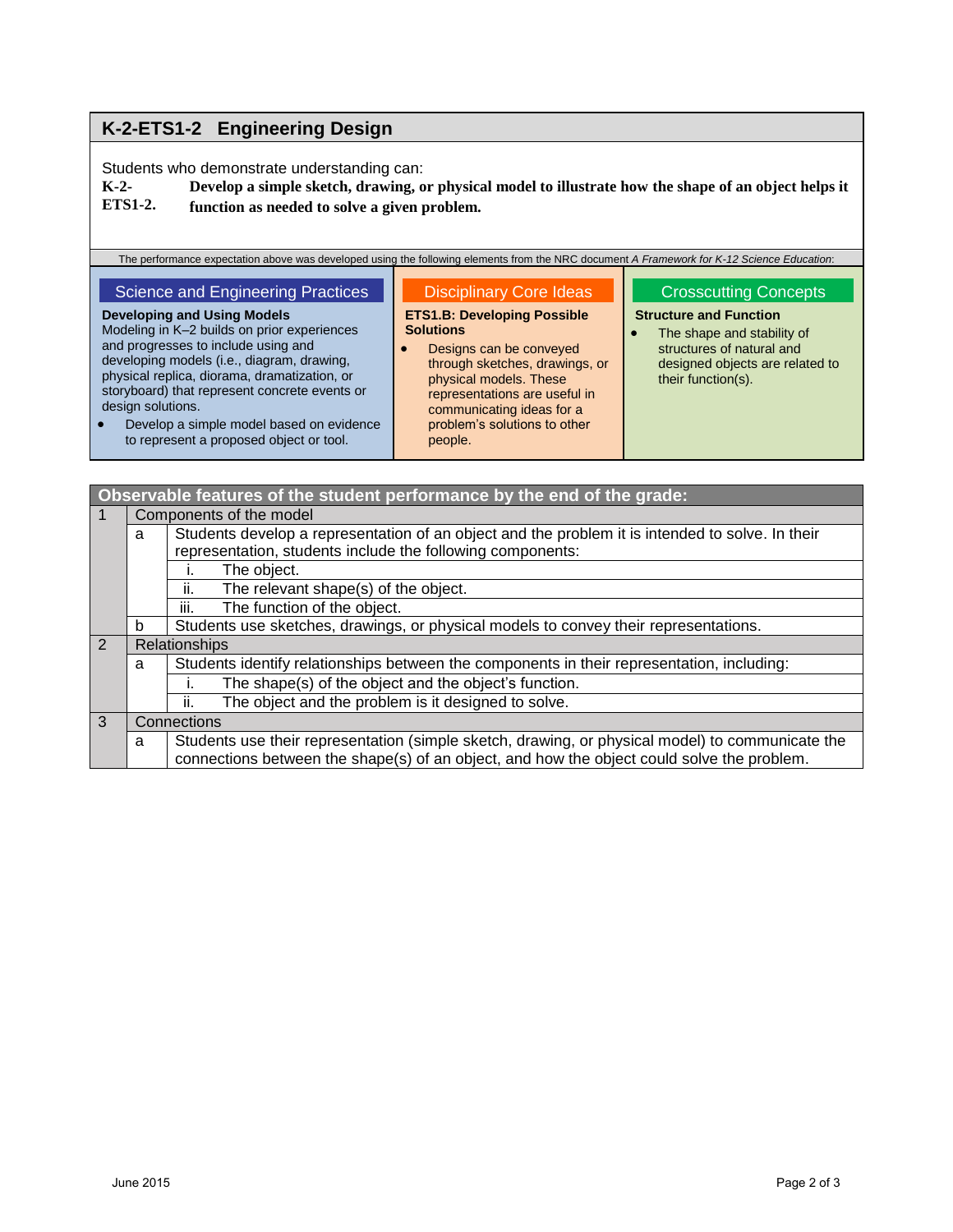## K-2-ETS1-2 Engineering Design

Students who demonstrate understanding can:

**K-2-ETS1-2. Develop a simple sketch, drawing, or physical model to illustrate how the shape of an object helps it function as needed to solve a given problem.**

The performance expectation above was developed using the following elements from the NRC document *A Framework for K-12 Science Education*:

### Science and Engineering Practices

**Developing and Using Models**

Modeling in K–2 builds on prior experiences and progresses to include using and developing models (i.e., diagram, drawing, physical replica, diorama, dramatization, or storyboard) that represent concrete events or design solutions.

- Develop a simple model based on evidence to represent a proposed object or tool.

### Disciplinary Core Ideas

**ETS1.B: Developing Possible Solutions**

- Designs can be conveyed through sketches, drawings, or physical models. These representations are useful in communicating ideas for a problem's solutions to other people.

### Crosscutting Concepts

**Structure and Function**

- The shape and stability of structures of natural and designed objects are related to their function(s).

| Observable features of the student performance by the end of the grade: | | | |
|---|---|---|---|
| 1 | Components of the model | | |
| | a | Students develop a representation of an object and the problem it is intended to solve. In their representation, students include the following components: | |
| | | i. | The object. |
| | | ii. | The relevant shape(s) of the object. |
| | | iii. | The function of the object. |
| | b | Students use sketches, drawings, or physical models to convey their representations. | |
| 2 | Relationships | | |
| | a | Students identify relationships between the components in their representation, including: | |
| | | i. | The shape(s) of the object and the object's function. |
| | | ii. | The object and the problem is it designed to solve. |
| 3 | Connections | | |
| | a | Students use their representation (simple sketch, drawing, or physical model) to communicate the connections between the shape(s) of an object, and how the object could solve the problem. | |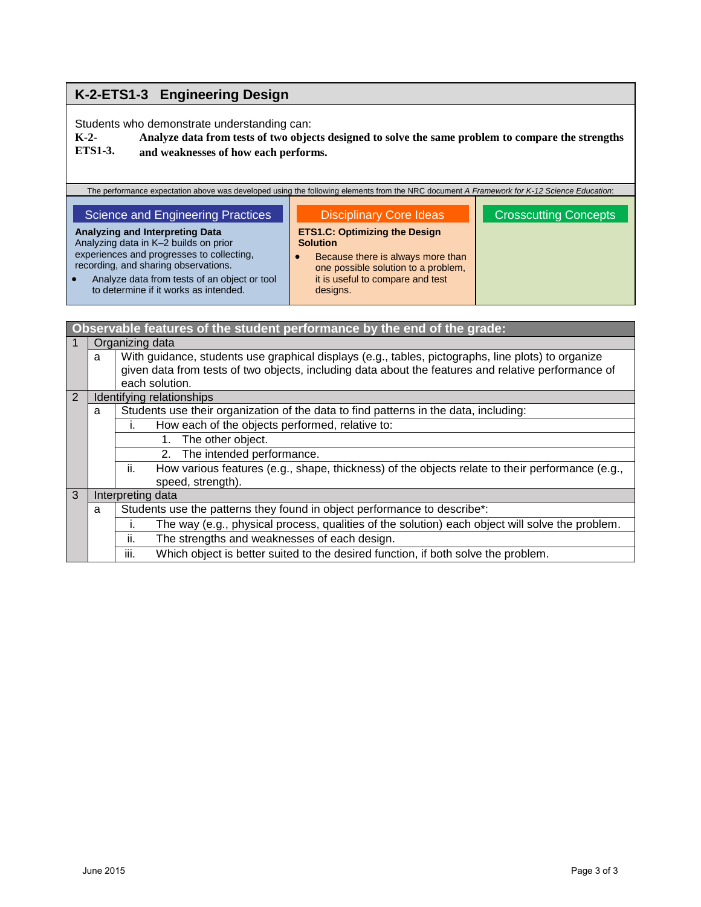## K-2-ETS1-3 Engineering Design

Students who demonstrate understanding can:

**K-2-ETS1-3. Analyze data from tests of two objects designed to solve the same problem to compare the strengths and weaknesses of how each performs.**

The performance expectation above was developed using the following elements from the NRC document *A Framework for K-12 Science Education*:

| Science and Engineering Practices | Disciplinary Core Ideas | Crosscutting Concepts |
|---|---|---|
| **Analyzing and Interpreting Data**<br>Analyzing data in K–2 builds on prior experiences and progresses to collecting, recording, and sharing observations.<br>• Analyze data from tests of an object or tool to determine if it works as intended. | **ETS1.C: Optimizing the Design Solution**<br>• Because there is always more than one possible solution to a problem, it is useful to compare and test designs. | |

| Observable features of the student performance by the end of the grade: | | | |
|---|---|---|---|
| 1 | Organizing data | | |
| | a | With guidance, students use graphical displays (e.g., tables, pictographs, line plots) to organize given data from tests of two objects, including data about the features and relative performance of each solution. | |
| 2 | Identifying relationships | | |
| | a | Students use their organization of the data to find patterns in the data, including: | |
| | | i. | How each of the objects performed, relative to: |
| | | | 1. The other object. |
| | | | 2. The intended performance. |
| | | ii. | How various features (e.g., shape, thickness) of the objects relate to their performance (e.g., speed, strength). |
| 3 | Interpreting data | | |
| | a | Students use the patterns they found in object performance to describe*: | |
| | | i. | The way (e.g., physical process, qualities of the solution) each object will solve the problem. |
| | | ii. | The strengths and weaknesses of each design. |
| | | iii. | Which object is better suited to the desired function, if both solve the problem. |

June 2015